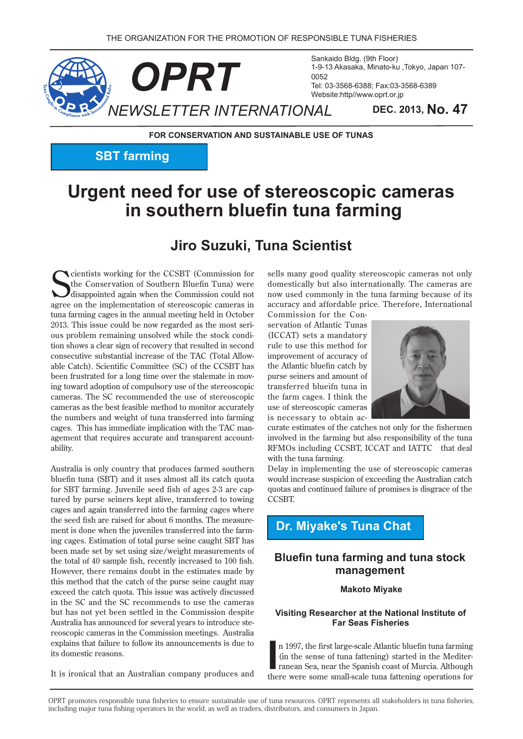THE ORGANIZATION FOR THE PROMOTION OF RESPONSIBLE TUNA FISHERIES

# OPRT NEWSLETTER INTERNATIONAL

Sankaido Bldg. (9th Floor)
1-9-13 Akasaka, Minato-ku ,Tokyo, Japan 107-0052
Tel: 03-3568-6388; Fax:03-3568-6389
Website:http//www.oprt.or.jp

**DEC. 2013, No. 47**

**FOR CONSERVATION AND SUSTAINABLE USE OF TUNAS**

**SBT farming**

# Urgent need for use of stereoscopic cameras in southern bluefin tuna farming

## Jiro Suzuki, Tuna Scientist

Scientists working for the CCSBT (Commission for the Conservation of Southern Bluefin Tuna) were disappointed again when the Commission could not agree on the implementation of stereoscopic cameras in tuna farming cages in the annual meeting held in October 2013. This issue could be now regarded as the most serious problem remaining unsolved while the stock condition shows a clear sign of recovery that resulted in second consecutive substantial increase of the TAC (Total Allowable Catch). Scientific Committee (SC) of the CCSBT has been frustrated for a long time over the stalemate in moving toward adoption of compulsory use of the stereoscopic cameras. The SC recommended the use of stereoscopic cameras as the best feasible method to monitor accurately the numbers and weight of tuna transferred into farming cages. This has immediate implication with the TAC management that requires accurate and transparent accountability.

Australia is only country that produces farmed southern bluefin tuna (SBT) and it uses almost all its catch quota for SBT farming. Juvenile seed fish of ages 2-3 are captured by purse seiners kept alive, transferred to towing cages and again transferred into the farming cages where the seed fish are raised for about 6 months. The measurement is done when the juveniles transferred into the farming cages. Estimation of total purse seine caught SBT has been made set by set using size/weight measurements of the total of 40 sample fish, recently increased to 100 fish. However, there remains doubt in the estimates made by this method that the catch of the purse seine caught may exceed the catch quota. This issue was actively discussed in the SC and the SC recommends to use the cameras but has not yet been settled in the Commission despite Australia has announced for several years to introduce stereoscopic cameras in the Commission meetings. Australia explains that failure to follow its announcements is due to its domestic reasons.

It is ironical that an Australian company produces and sells many good quality stereoscopic cameras not only domestically but also internationally. The cameras are now used commonly in the tuna farming because of its accuracy and affordable price. Therefore, International Commission for the Conservation of Atlantic Tunas (ICCAT) sets a mandatory rule to use this method for improvement of accuracy of the Atlantic bluefin catch by purse seiners and amount of transferred blueifn tuna in the farm cages. I think the use of stereoscopic cameras is necessary to obtain accurate estimates of the catches not only for the fishermen involved in the farming but also responsibility of the tuna RFMOs including CCSBT, ICCAT and IATTC that deal with the tuna farming.

Delay in implementing the use of stereoscopic cameras would increase suspicion of exceeding the Australian catch quotas and continued failure of promises is disgrace of the CCSBT.

**Dr. Miyake's Tuna Chat**

## Bluefin tuna farming and tuna stock management

**Makoto Miyake**

**Visiting Researcher at the National Institute of Far Seas Fisheries**

In 1997, the first large-scale Atlantic bluefin tuna farming (in the sense of tuna fattening) started in the Mediterranean Sea, near the Spanish coast of Murcia. Although there were some small-scale tuna fattening operations for

OPRT promotes responsible tuna fisheries to ensure sustainable use of tuna resources. OPRT represents all stakeholders in tuna fisheries, including major tuna fishing operators in the world, as well as traders, distributors, and consumers in Japan.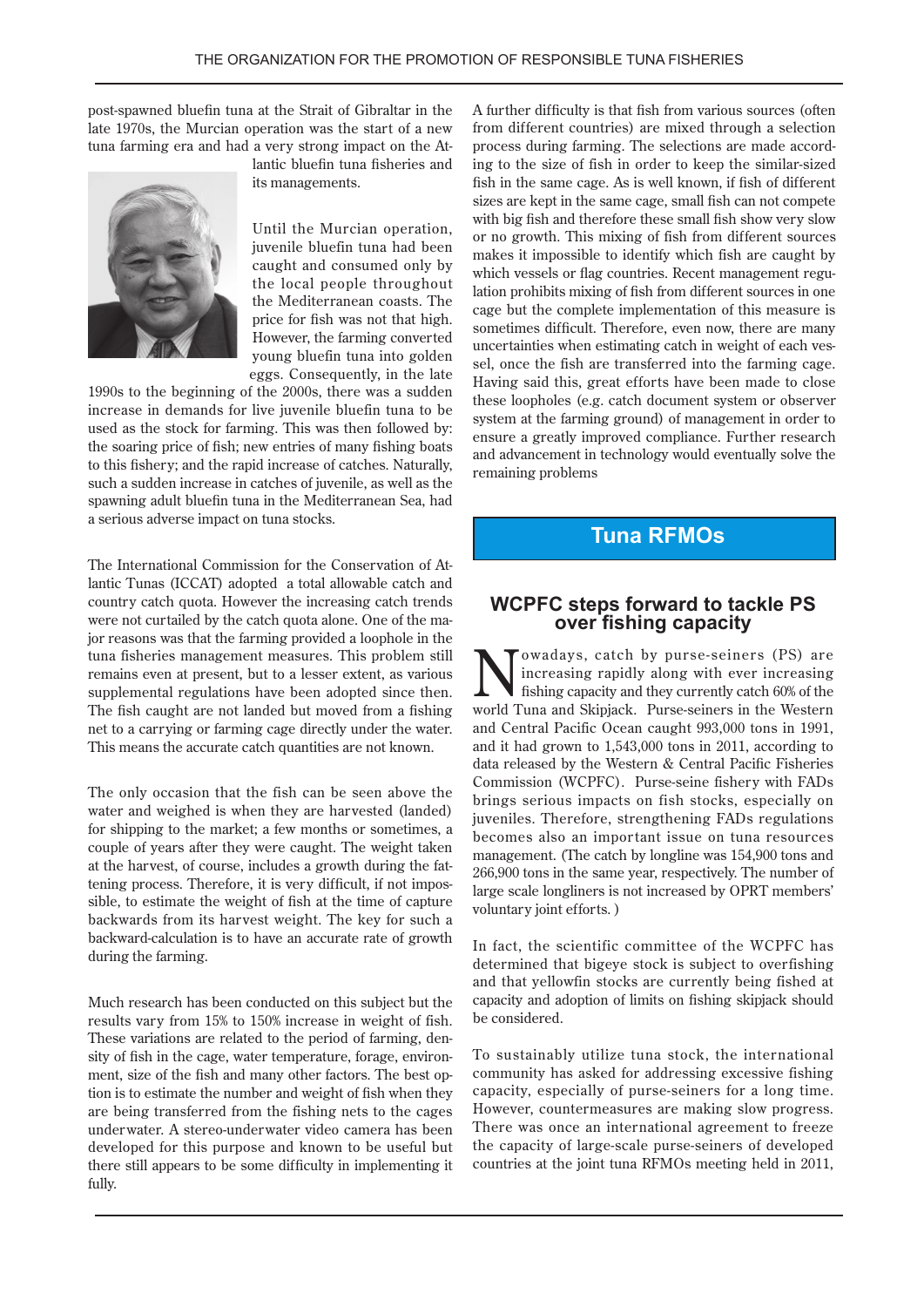post-spawned bluefin tuna at the Strait of Gibraltar in the late 1970s, the Murcian operation was the start of a new tuna farming era and had a very strong impact on the Atlantic bluefin tuna fisheries and its managements.

Until the Murcian operation, juvenile bluefin tuna had been caught and consumed only by the local people throughout the Mediterranean coasts. The price for fish was not that high. However, the farming converted young bluefin tuna into golden eggs. Consequently, in the late 1990s to the beginning of the 2000s, there was a sudden increase in demands for live juvenile bluefin tuna to be used as the stock for farming. This was then followed by: the soaring price of fish; new entries of many fishing boats to this fishery; and the rapid increase of catches. Naturally, such a sudden increase in catches of juvenile, as well as the spawning adult bluefin tuna in the Mediterranean Sea, had a serious adverse impact on tuna stocks.

The International Commission for the Conservation of Atlantic Tunas (ICCAT) adopted a total allowable catch and country catch quota. However the increasing catch trends were not curtailed by the catch quota alone. One of the major reasons was that the farming provided a loophole in the tuna fisheries management measures. This problem still remains even at present, but to a lesser extent, as various supplemental regulations have been adopted since then. The fish caught are not landed but moved from a fishing net to a carrying or farming cage directly under the water. This means the accurate catch quantities are not known.

The only occasion that the fish can be seen above the water and weighed is when they are harvested (landed) for shipping to the market; a few months or sometimes, a couple of years after they were caught. The weight taken at the harvest, of course, includes a growth during the fattening process. Therefore, it is very difficult, if not impossible, to estimate the weight of fish at the time of capture backwards from its harvest weight. The key for such a backward-calculation is to have an accurate rate of growth during the farming.

Much research has been conducted on this subject but the results vary from 15% to 150% increase in weight of fish. These variations are related to the period of farming, density of fish in the cage, water temperature, forage, environment, size of the fish and many other factors. The best option is to estimate the number and weight of fish when they are being transferred from the fishing nets to the cages underwater. A stereo-underwater video camera has been developed for this purpose and known to be useful but there still appears to be some difficulty in implementing it fully.

A further difficulty is that fish from various sources (often from different countries) are mixed through a selection process during farming. The selections are made according to the size of fish in order to keep the similar-sized fish in the same cage. As is well known, if fish of different sizes are kept in the same cage, small fish can not compete with big fish and therefore these small fish show very slow or no growth. This mixing of fish from different sources makes it impossible to identify which fish are caught by which vessels or flag countries. Recent management regulation prohibits mixing of fish from different sources in one cage but the complete implementation of this measure is sometimes difficult. Therefore, even now, there are many uncertainties when estimating catch in weight of each vessel, once the fish are transferred into the farming cage. Having said this, great efforts have been made to close these loopholes (e.g. catch document system or observer system at the farming ground) of management in order to ensure a greatly improved compliance. Further research and advancement in technology would eventually solve the remaining problems

## Tuna RFMOs

### WCPFC steps forward to tackle PS over fishing capacity

Nowadays, catch by purse-seiners (PS) are increasing rapidly along with ever increasing fishing capacity and they currently catch 60% of the world Tuna and Skipjack. Purse-seiners in the Western and Central Pacific Ocean caught 993,000 tons in 1991, and it had grown to 1,543,000 tons in 2011, according to data released by the Western & Central Pacific Fisheries Commission (WCPFC). Purse-seine fishery with FADs brings serious impacts on fish stocks, especially on juveniles. Therefore, strengthening FADs regulations becomes also an important issue on tuna resources management. (The catch by longline was 154,900 tons and 266,900 tons in the same year, respectively. The number of large scale longliners is not increased by OPRT members' voluntary joint efforts. )

In fact, the scientific committee of the WCPFC has determined that bigeye stock is subject to overfishing and that yellowfin stocks are currently being fished at capacity and adoption of limits on fishing skipjack should be considered.

To sustainably utilize tuna stock, the international community has asked for addressing excessive fishing capacity, especially of purse-seiners for a long time. However, countermeasures are making slow progress. There was once an international agreement to freeze the capacity of large-scale purse-seiners of developed countries at the joint tuna RFMOs meeting held in 2011,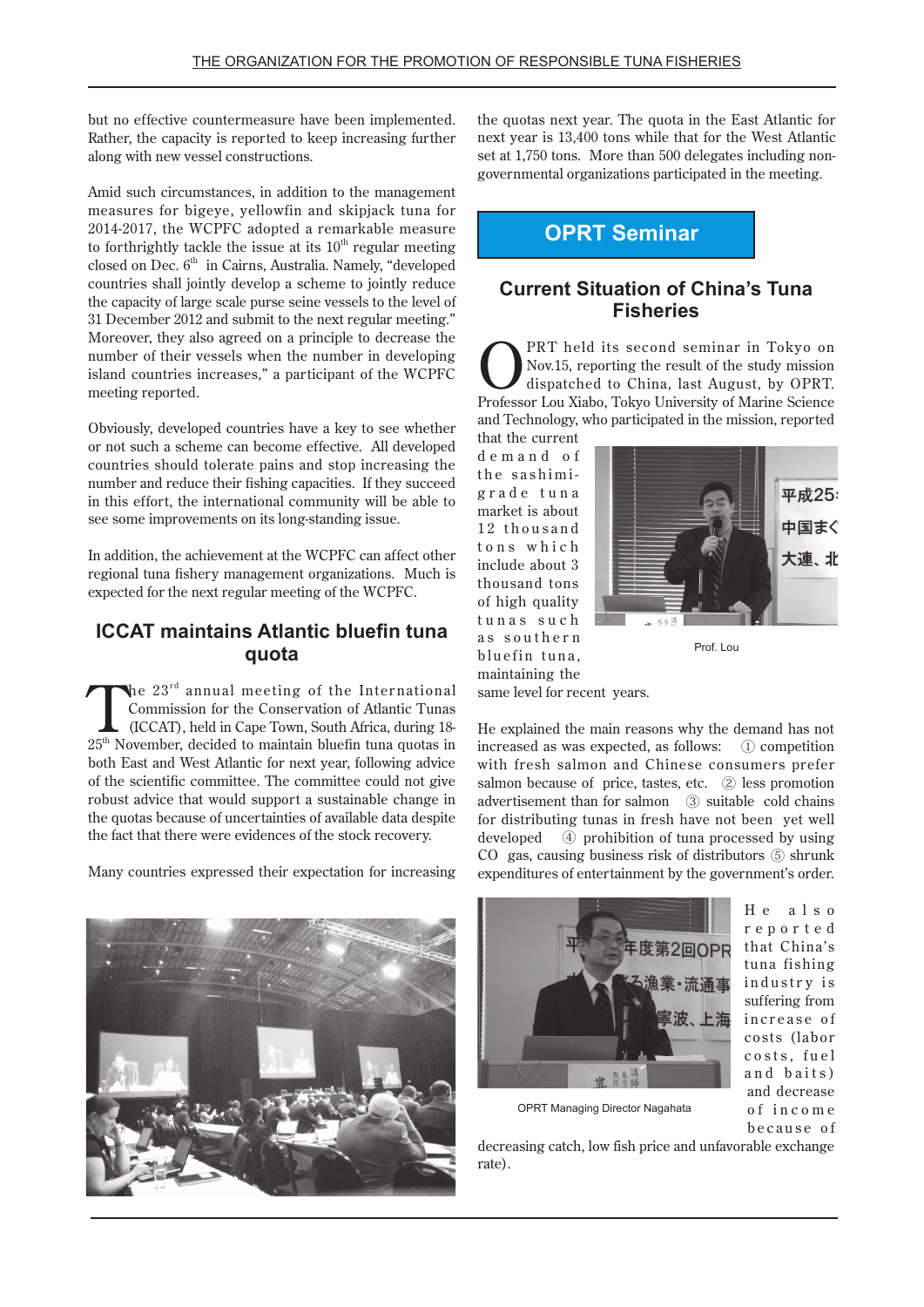but no effective countermeasure have been implemented. Rather, the capacity is reported to keep increasing further along with new vessel constructions.

Amid such circumstances, in addition to the management measures for bigeye, yellowfin and skipjack tuna for 2014-2017, the WCPFC adopted a remarkable measure to forthrightly tackle the issue at its 10th regular meeting closed on Dec. 6th in Cairns, Australia. Namely, "developed countries shall jointly develop a scheme to jointly reduce the capacity of large scale purse seine vessels to the level of 31 December 2012 and submit to the next regular meeting." Moreover, they also agreed on a principle to decrease the number of their vessels when the number in developing island countries increases," a participant of the WCPFC meeting reported.

Obviously, developed countries have a key to see whether or not such a scheme can become effective. All developed countries should tolerate pains and stop increasing the number and reduce their fishing capacities. If they succeed in this effort, the international community will be able to see some improvements on its long-standing issue.

In addition, the achievement at the WCPFC can affect other regional tuna fishery management organizations. Much is expected for the next regular meeting of the WCPFC.

## ICCAT maintains Atlantic bluefin tuna quota

The 23rd annual meeting of the International Commission for the Conservation of Atlantic Tunas (ICCAT), held in Cape Town, South Africa, during 18-25th November, decided to maintain bluefin tuna quotas in both East and West Atlantic for next year, following advice of the scientific committee. The committee could not give robust advice that would support a sustainable change in the quotas because of uncertainties of available data despite the fact that there were evidences of the stock recovery.

Many countries expressed their expectation for increasing the quotas next year. The quota in the East Atlantic for next year is 13,400 tons while that for the West Atlantic set at 1,750 tons. More than 500 delegates including non-governmental organizations participated in the meeting.

## OPRT Seminar

### Current Situation of China's Tuna Fisheries

OPRT held its second seminar in Tokyo on Nov.15, reporting the result of the study mission dispatched to China, last August, by OPRT. Professor Lou Xiabo, Tokyo University of Marine Science and Technology, who participated in the mission, reported that the current demand of the sashimi-grade tuna market is about 12 thousand tons which include about 3 thousand tons of high quality tunas such as southern bluefin tuna, maintaining the same level for recent years.

Prof. Lou

He explained the main reasons why the demand has not increased as was expected, as follows: ① competition with fresh salmon and Chinese consumers prefer salmon because of price, tastes, etc. ② less promotion advertisement than for salmon ③ suitable cold chains for distributing tunas in fresh have not been yet well developed ④ prohibition of tuna processed by using CO gas, causing business risk of distributors ⑤ shrunk expenditures of entertainment by the government's order.

OPRT Managing Director Nagahata

He also reported that China's tuna fishing industry is suffering from increase of costs (labor costs, fuel and baits) and decrease of income because of decreasing catch, low fish price and unfavorable exchange rate).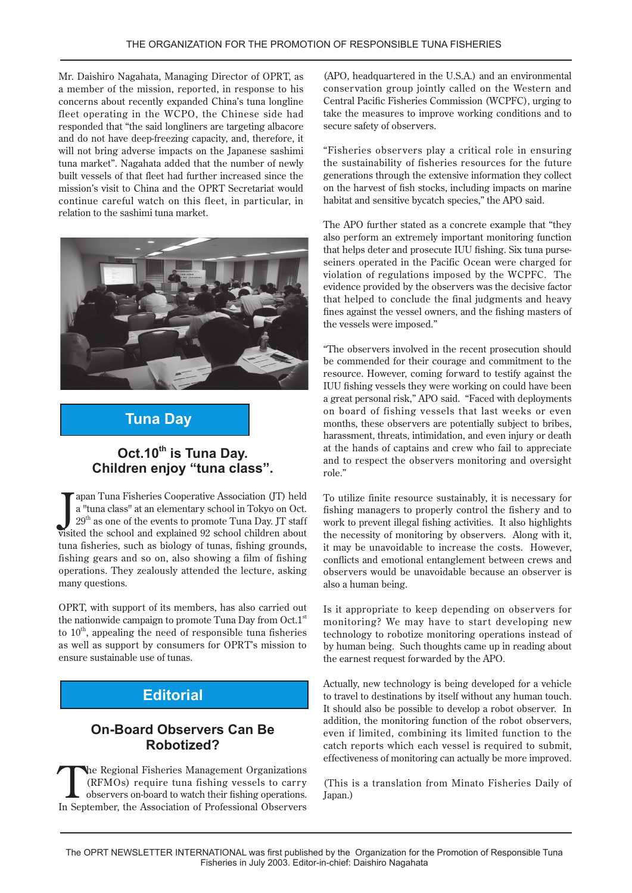Mr. Daishiro Nagahata, Managing Director of OPRT, as a member of the mission, reported, in response to his concerns about recently expanded China's tuna longline fleet operating in the WCPO, the Chinese side had responded that "the said longliners are targeting albacore and do not have deep-freezing capacity, and, therefore, it will not bring adverse impacts on the Japanese sashimi tuna market". Nagahata added that the number of newly built vessels of that fleet had further increased since the mission's visit to China and the OPRT Secretariat would continue careful watch on this fleet, in particular, in relation to the sashimi tuna market.

## Tuna Day

### Oct.10th is Tuna Day. Children enjoy "tuna class".

Japan Tuna Fisheries Cooperative Association (JT) held a "tuna class" at an elementary school in Tokyo on Oct. 29th as one of the events to promote Tuna Day. JT staff visited the school and explained 92 school children about tuna fisheries, such as biology of tunas, fishing grounds, fishing gears and so on, also showing a film of fishing operations. They zealously attended the lecture, asking many questions.

OPRT, with support of its members, has also carried out the nationwide campaign to promote Tuna Day from Oct.1st to 10th, appealing the need of responsible tuna fisheries as well as support by consumers for OPRT's mission to ensure sustainable use of tunas.

## Editorial

### On-Board Observers Can Be Robotized?

The Regional Fisheries Management Organizations (RFMOs) require tuna fishing vessels to carry observers on-board to watch their fishing operations. In September, the Association of Professional Observers (APO, headquartered in the U.S.A.) and an environmental conservation group jointly called on the Western and Central Pacific Fisheries Commission (WCPFC), urging to take the measures to improve working conditions and to secure safety of observers.

"Fisheries observers play a critical role in ensuring the sustainability of fisheries resources for the future generations through the extensive information they collect on the harvest of fish stocks, including impacts on marine habitat and sensitive bycatch species," the APO said.

The APO further stated as a concrete example that "they also perform an extremely important monitoring function that helps deter and prosecute IUU fishing. Six tuna purse-seiners operated in the Pacific Ocean were charged for violation of regulations imposed by the WCPFC. The evidence provided by the observers was the decisive factor that helped to conclude the final judgments and heavy fines against the vessel owners, and the fishing masters of the vessels were imposed."

"The observers involved in the recent prosecution should be commended for their courage and commitment to the resource. However, coming forward to testify against the IUU fishing vessels they were working on could have been a great personal risk," APO said. "Faced with deployments on board of fishing vessels that last weeks or even months, these observers are potentially subject to bribes, harassment, threats, intimidation, and even injury or death at the hands of captains and crew who fail to appreciate and to respect the observers monitoring and oversight role."

To utilize finite resource sustainably, it is necessary for fishing managers to properly control the fishery and to work to prevent illegal fishing activities. It also highlights the necessity of monitoring by observers. Along with it, it may be unavoidable to increase the costs. However, conflicts and emotional entanglement between crews and observers would be unavoidable because an observer is also a human being.

Is it appropriate to keep depending on observers for monitoring? We may have to start developing new technology to robotize monitoring operations instead of by human being. Such thoughts came up in reading about the earnest request forwarded by the APO.

Actually, new technology is being developed for a vehicle to travel to destinations by itself without any human touch. It should also be possible to develop a robot observer. In addition, the monitoring function of the robot observers, even if limited, combining its limited function to the catch reports which each vessel is required to submit, effectiveness of monitoring can actually be more improved.

(This is a translation from Minato Fisheries Daily of Japan.)

The OPRT NEWSLETTER INTERNATIONAL was first published by the Organization for the Promotion of Responsible Tuna Fisheries in July 2003. Editor-in-chief: Daishiro Nagahata